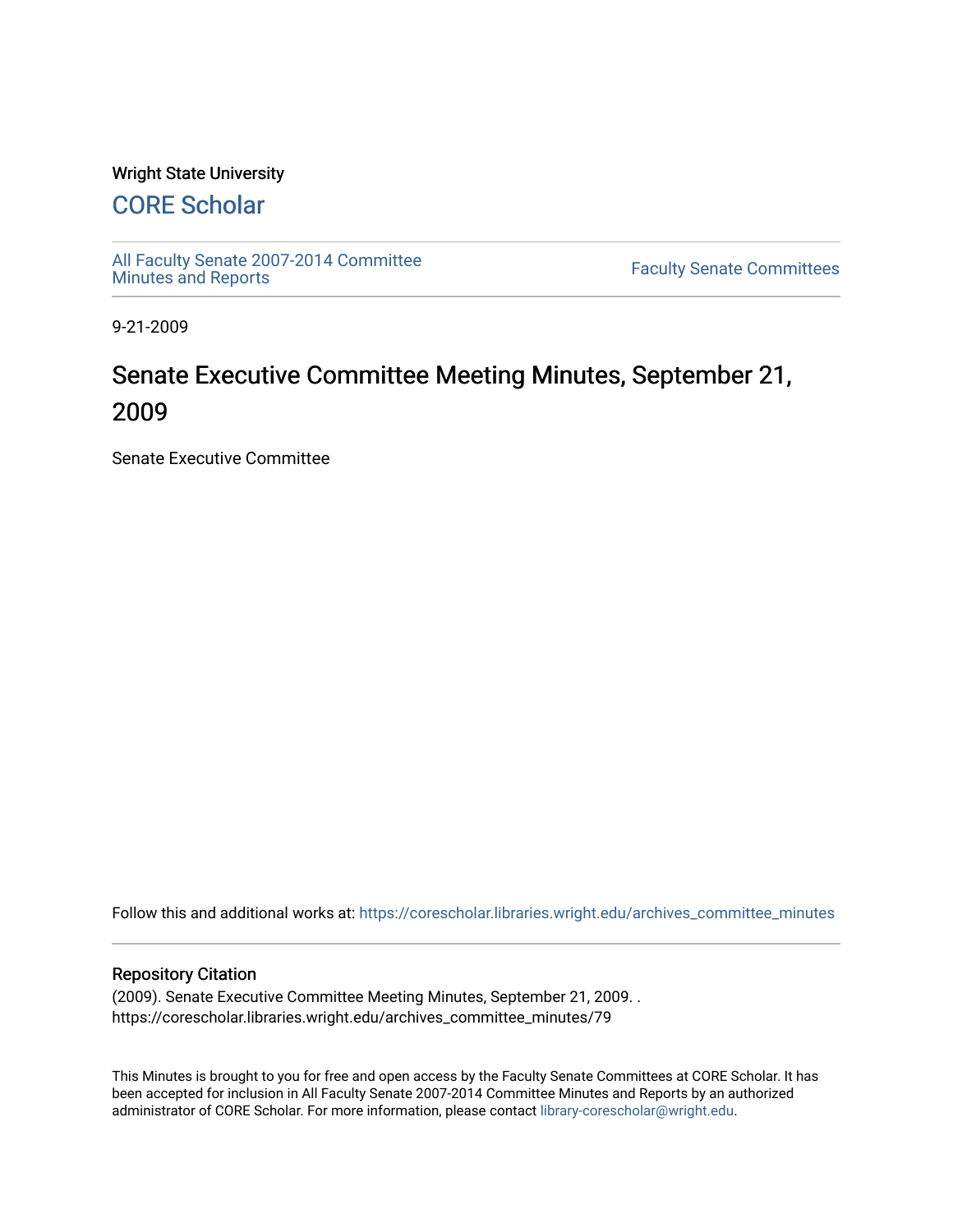Wright State University

# CORE Scholar

All Faculty Senate 2007-2014 Committee Minutes and Reports

Faculty Senate Committees

9-21-2009

# Senate Executive Committee Meeting Minutes, September 21, 2009

Senate Executive Committee

Follow this and additional works at: https://corescholar.libraries.wright.edu/archives_committee_minutes

## Repository Citation

(2009). Senate Executive Committee Meeting Minutes, September 21, 2009. .
https://corescholar.libraries.wright.edu/archives_committee_minutes/79

This Minutes is brought to you for free and open access by the Faculty Senate Committees at CORE Scholar. It has been accepted for inclusion in All Faculty Senate 2007-2014 Committee Minutes and Reports by an authorized administrator of CORE Scholar. For more information, please contact library-corescholar@wright.edu.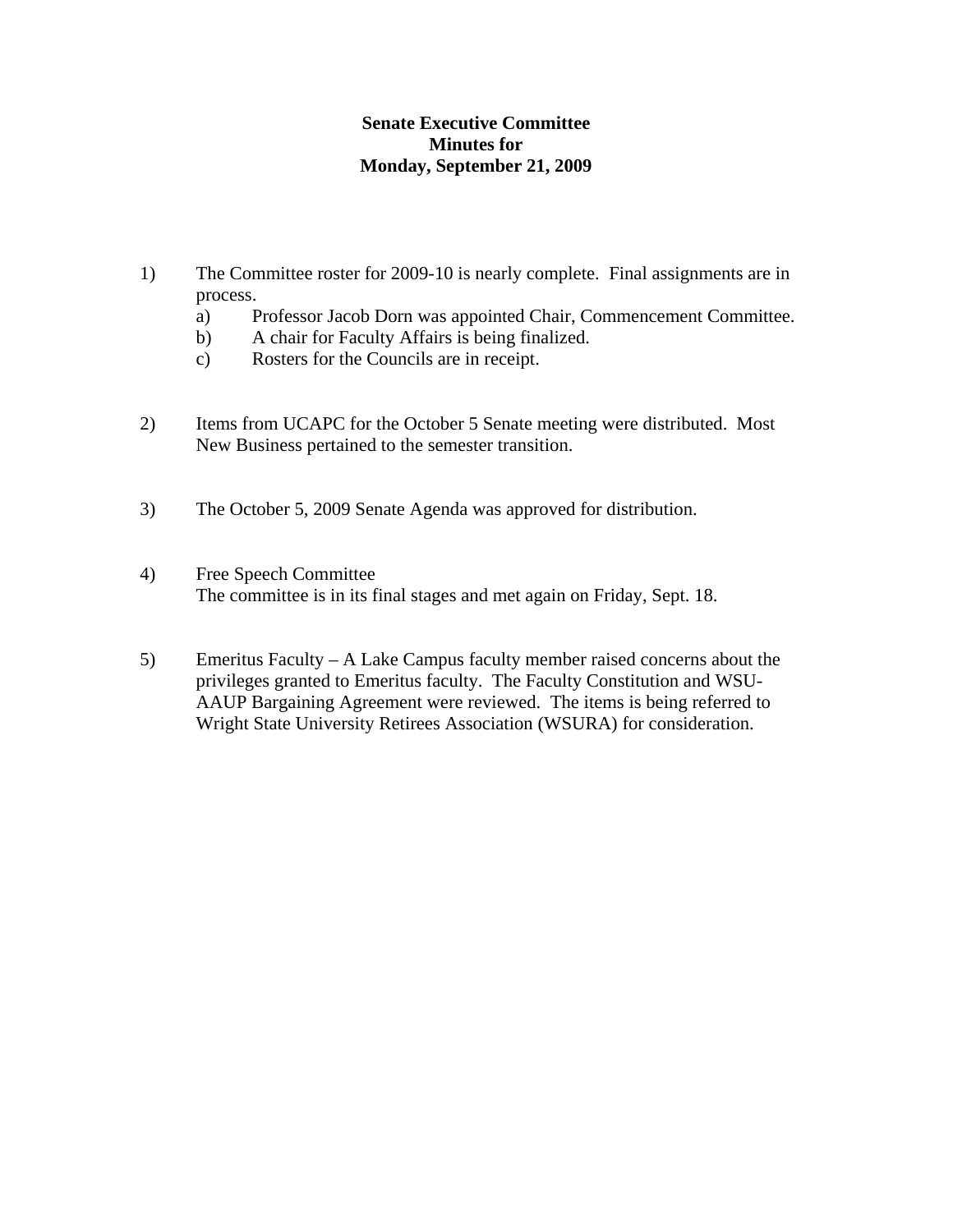**Senate Executive Committee**
**Minutes for**
**Monday, September 21, 2009**

1) The Committee roster for 2009-10 is nearly complete. Final assignments are in process.
   a) Professor Jacob Dorn was appointed Chair, Commencement Committee.
   b) A chair for Faculty Affairs is being finalized.
   c) Rosters for the Councils are in receipt.

2) Items from UCAPC for the October 5 Senate meeting were distributed. Most New Business pertained to the semester transition.

3) The October 5, 2009 Senate Agenda was approved for distribution.

4) Free Speech Committee
   The committee is in its final stages and met again on Friday, Sept. 18.

5) Emeritus Faculty – A Lake Campus faculty member raised concerns about the privileges granted to Emeritus faculty. The Faculty Constitution and WSU-AAUP Bargaining Agreement were reviewed. The items is being referred to Wright State University Retirees Association (WSURA) for consideration.